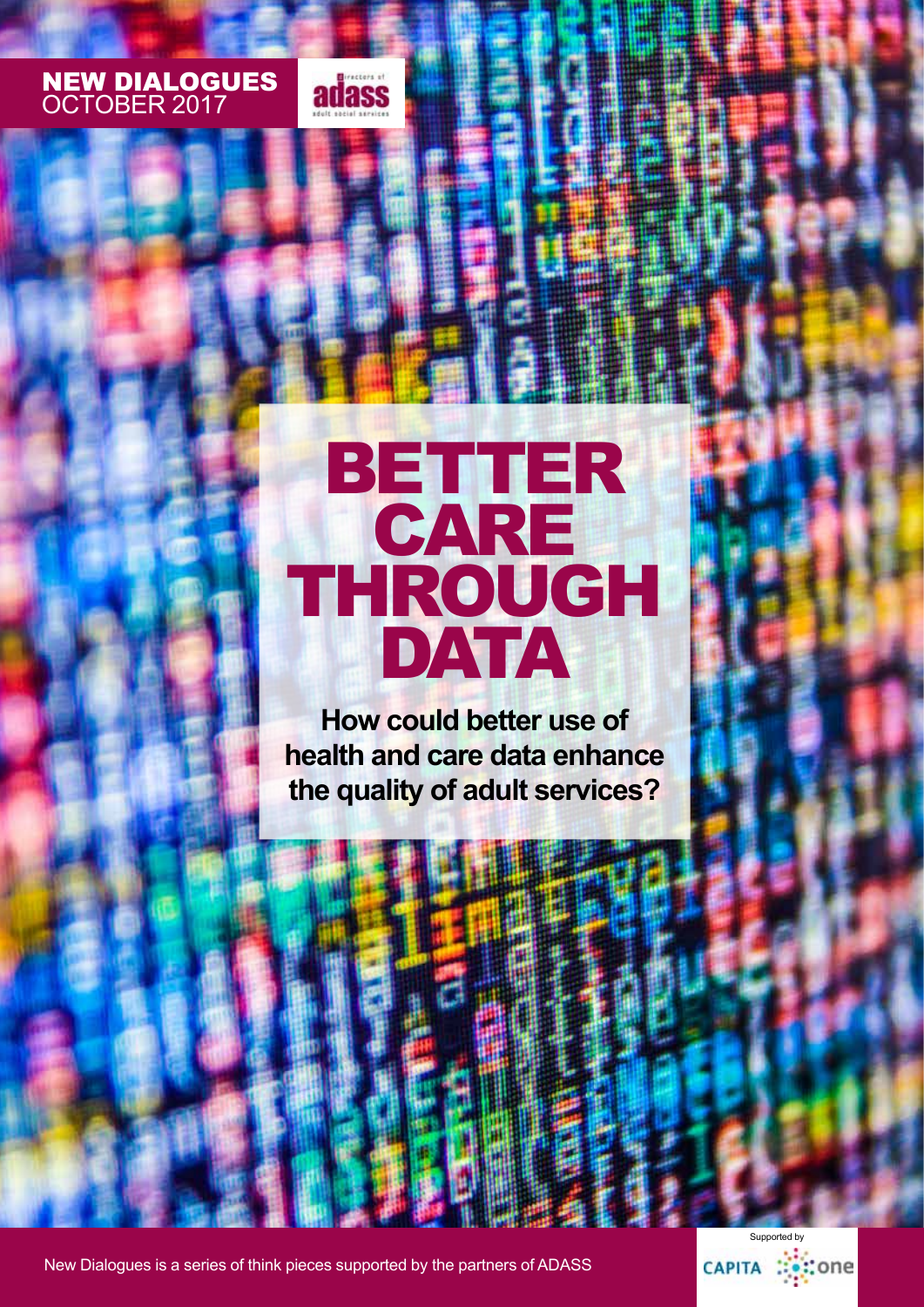NEW DIALOGUES
OCTOBER 2017

# BETTER CARE THROUGH DATA

**How could better use of health and care data enhance the quality of adult services?**

New Dialogues is a series of think pieces supported by the partners of ADASS

Supported by CAPITA one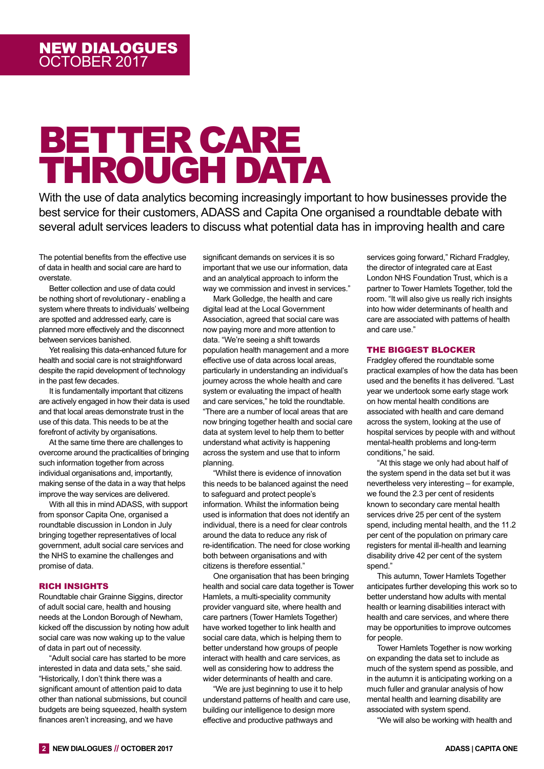# BETTER CARE THROUGH DATA

With the use of data analytics becoming increasingly important to how businesses provide the best service for their customers, ADASS and Capita One organised a roundtable debate with several adult services leaders to discuss what potential data has in improving health and care

The potential benefits from the effective use of data in health and social care are hard to overstate.

Better collection and use of data could be nothing short of revolutionary - enabling a system where threats to individuals' wellbeing are spotted and addressed early, care is planned more effectively and the disconnect between services banished.

Yet realising this data-enhanced future for health and social care is not straightforward despite the rapid development of technology in the past few decades.

It is fundamentally important that citizens are actively engaged in how their data is used and that local areas demonstrate trust in the use of this data. This needs to be at the forefront of activity by organisations.

At the same time there are challenges to overcome around the practicalities of bringing such information together from across individual organisations and, importantly, making sense of the data in a way that helps improve the way services are delivered.

With all this in mind ADASS, with support from sponsor Capita One, organised a roundtable discussion in London in July bringing together representatives of local government, adult social care services and the NHS to examine the challenges and promise of data.

## RICH INSIGHTS

Roundtable chair Grainne Siggins, director of adult social care, health and housing needs at the London Borough of Newham, kicked off the discussion by noting how adult social care was now waking up to the value of data in part out of necessity.

"Adult social care has started to be more interested in data and data sets," she said. "Historically, I don't think there was a significant amount of attention paid to data other than national submissions, but council budgets are being squeezed, health system finances aren't increasing, and we have significant demands on services it is so important that we use our information, data and an analytical approach to inform the way we commission and invest in services."

Mark Golledge, the health and care digital lead at the Local Government Association, agreed that social care was now paying more and more attention to data. "We're seeing a shift towards population health management and a more effective use of data across local areas, particularly in understanding an individual's journey across the whole health and care system or evaluating the impact of health and care services," he told the roundtable. "There are a number of local areas that are now bringing together health and social care data at system level to help them to better understand what activity is happening across the system and use that to inform planning.

"Whilst there is evidence of innovation this needs to be balanced against the need to safeguard and protect people's information. Whilst the information being used is information that does not identify an individual, there is a need for clear controls around the data to reduce any risk of re-identification. The need for close working both between organisations and with citizens is therefore essential."

One organisation that has been bringing health and social care data together is Tower Hamlets, a multi-speciality community provider vanguard site, where health and care partners (Tower Hamlets Together) have worked together to link health and social care data, which is helping them to better understand how groups of people interact with health and care services, as well as considering how to address the wider determinants of health and care.

"We are just beginning to use it to help understand patterns of health and care use, building our intelligence to design more effective and productive pathways and services going forward," Richard Fradgley, the director of integrated care at East London NHS Foundation Trust, which is a partner to Tower Hamlets Together, told the room. "It will also give us really rich insights into how wider determinants of health and care are associated with patterns of health and care use."

## THE BIGGEST BLOCKER

Fradgley offered the roundtable some practical examples of how the data has been used and the benefits it has delivered. "Last year we undertook some early stage work on how mental health conditions are associated with health and care demand across the system, looking at the use of hospital services by people with and without mental-health problems and long-term conditions," he said.

"At this stage we only had about half of the system spend in the data set but it was nevertheless very interesting – for example, we found the 2.3 per cent of residents known to secondary care mental health services drive 25 per cent of the system spend, including mental health, and the 11.2 per cent of the population on primary care registers for mental ill-health and learning disability drive 42 per cent of the system spend."

This autumn, Tower Hamlets Together anticipates further developing this work so to better understand how adults with mental health or learning disabilities interact with health and care services, and where there may be opportunities to improve outcomes for people.

Tower Hamlets Together is now working on expanding the data set to include as much of the system spend as possible, and in the autumn it is anticipating working on a much fuller and granular analysis of how mental health and learning disability are associated with system spend.

"We will also be working with health and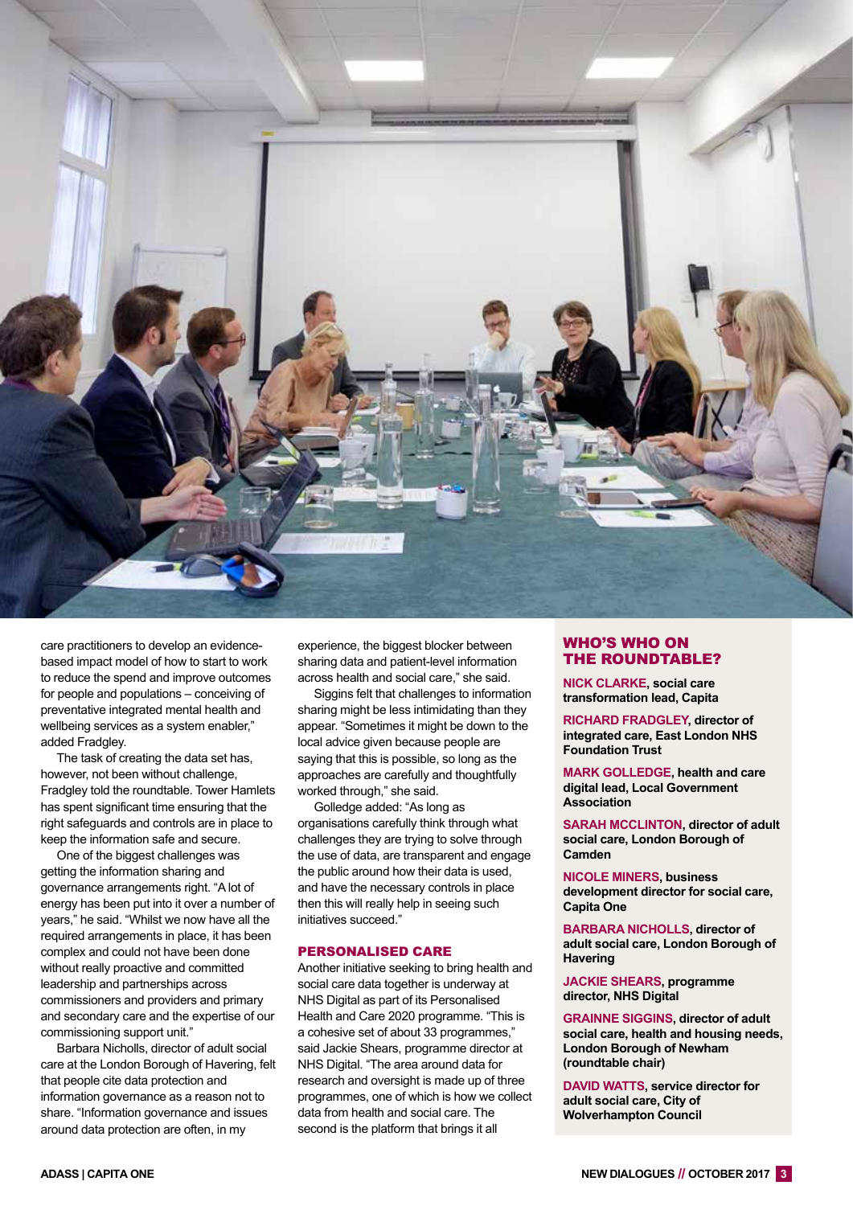care practitioners to develop an evidence-based impact model of how to start to work to reduce the spend and improve outcomes for people and populations – conceiving of preventative integrated mental health and wellbeing services as a system enabler," added Fradgley.

The task of creating the data set has, however, not been without challenge, Fradgley told the roundtable. Tower Hamlets has spent significant time ensuring that the right safeguards and controls are in place to keep the information safe and secure.

One of the biggest challenges was getting the information sharing and governance arrangements right. "A lot of energy has been put into it over a number of years," he said. "Whilst we now have all the required arrangements in place, it has been complex and could not have been done without really proactive and committed leadership and partnerships across commissioners and providers and primary and secondary care and the expertise of our commissioning support unit."

Barbara Nicholls, director of adult social care at the London Borough of Havering, felt that people cite data protection and information governance as a reason not to share. "Information governance and issues around data protection are often, in my experience, the biggest blocker between sharing data and patient-level information across health and social care," she said.

Siggins felt that challenges to information sharing might be less intimidating than they appear. "Sometimes it might be down to the local advice given because people are saying that this is possible, so long as the approaches are carefully and thoughtfully worked through," she said.

Golledge added: "As long as organisations carefully think through what challenges they are trying to solve through the use of data, are transparent and engage the public around how their data is used, and have the necessary controls in place then this will really help in seeing such initiatives succeed."

## PERSONALISED CARE

Another initiative seeking to bring health and social care data together is underway at NHS Digital as part of its Personalised Health and Care 2020 programme. "This is a cohesive set of about 33 programmes," said Jackie Shears, programme director at NHS Digital. "The area around data for research and oversight is made up of three programmes, one of which is how we collect data from health and social care. The second is the platform that brings it all

## WHO'S WHO ON THE ROUNDTABLE?

**NICK CLARKE, social care transformation lead, Capita**

**RICHARD FRADGLEY, director of integrated care, East London NHS Foundation Trust**

**MARK GOLLEDGE, health and care digital lead, Local Government Association**

**SARAH MCCLINTON, director of adult social care, London Borough of Camden**

**NICOLE MINERS, business development director for social care, Capita One**

**BARBARA NICHOLLS, director of adult social care, London Borough of Havering**

**JACKIE SHEARS, programme director, NHS Digital**

**GRAINNE SIGGINS, director of adult social care, health and housing needs, London Borough of Newham (roundtable chair)**

**DAVID WATTS, service director for adult social care, City of Wolverhampton Council**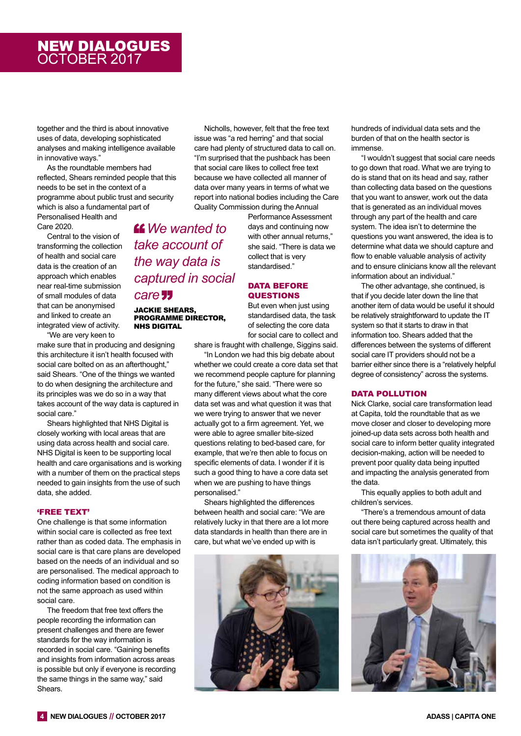together and the third is about innovative uses of data, developing sophisticated analyses and making intelligence available in innovative ways."

As the roundtable members had reflected, Shears reminded people that this needs to be set in the context of a programme about public trust and security which is also a fundamental part of Personalised Health and Care 2020.

Central to the vision of transforming the collection of health and social care data is the creation of an approach which enables near real-time submission of small modules of data that can be anonymised and linked to create an integrated view of activity.

> *"We wanted to take account of the way data is captured in social care"*
>
> **JACKIE SHEARS, PROGRAMME DIRECTOR, NHS DIGITAL**

"We are very keen to make sure that in producing and designing this architecture it isn't health focused with social care bolted on as an afterthought," said Shears. "One of the things we wanted to do when designing the architecture and its principles was we do so in a way that takes account of the way data is captured in social care."

Shears highlighted that NHS Digital is closely working with local areas that are using data across health and social care. NHS Digital is keen to be supporting local health and care organisations and is working with a number of them on the practical steps needed to gain insights from the use of such data, she added.

## 'FREE TEXT'

One challenge is that some information within social care is collected as free text rather than as coded data. The emphasis in social care is that care plans are developed based on the needs of an individual and so are personalised. The medical approach to coding information based on condition is not the same approach as used within social care.

The freedom that free text offers the people recording the information can present challenges and there are fewer standards for the way information is recorded in social care. "Gaining benefits and insights from information across areas is possible but only if everyone is recording the same things in the same way," said Shears.

Nicholls, however, felt that the free text issue was "a red herring" and that social care had plenty of structured data to call on. "I'm surprised that the pushback has been that social care likes to collect free text because we have collected all manner of data over many years in terms of what we report into national bodies including the Care Quality Commission during the Annual Performance Assessment days and continuing now with other annual returns," she said. "There is data we collect that is very standardised."

## DATA BEFORE QUESTIONS

But even when just using standardised data, the task of selecting the core data for social care to collect and share is fraught with challenge, Siggins said.

"In London we had this big debate about whether we could create a core data set that we recommend people capture for planning for the future," she said. "There were so many different views about what the core data set was and what question it was that we were trying to answer that we never actually got to a firm agreement. Yet, we were able to agree smaller bite-sized questions relating to bed-based care, for example, that we're then able to focus on specific elements of data. I wonder if it is such a good thing to have a core data set when we are pushing to have things personalised."

Shears highlighted the differences between health and social care: "We are relatively lucky in that there are a lot more data standards in health than there are in care, but what we've ended up with is hundreds of individual data sets and the burden of that on the health sector is immense.

"I wouldn't suggest that social care needs to go down that road. What we are trying to do is stand that on its head and say, rather than collecting data based on the questions that you want to answer, work out the data that is generated as an individual moves through any part of the health and care system. The idea isn't to determine the questions you want answered, the idea is to determine what data we should capture and flow to enable valuable analysis of activity and to ensure clinicians know all the relevant information about an individual."

The other advantage, she continued, is that if you decide later down the line that another item of data would be useful it should be relatively straightforward to update the IT system so that it starts to draw in that information too. Shears added that the differences between the systems of different social care IT providers should not be a barrier either since there is a "relatively helpful degree of consistency" across the systems.

## DATA POLLUTION

Nick Clarke, social care transformation lead at Capita, told the roundtable that as we move closer and closer to developing more joined-up data sets across both health and social care to inform better quality integrated decision-making, action will be needed to prevent poor quality data being inputted and impacting the analysis generated from the data.

This equally applies to both adult and children's services.

"There's a tremendous amount of data out there being captured across health and social care but sometimes the quality of that data isn't particularly great. Ultimately, this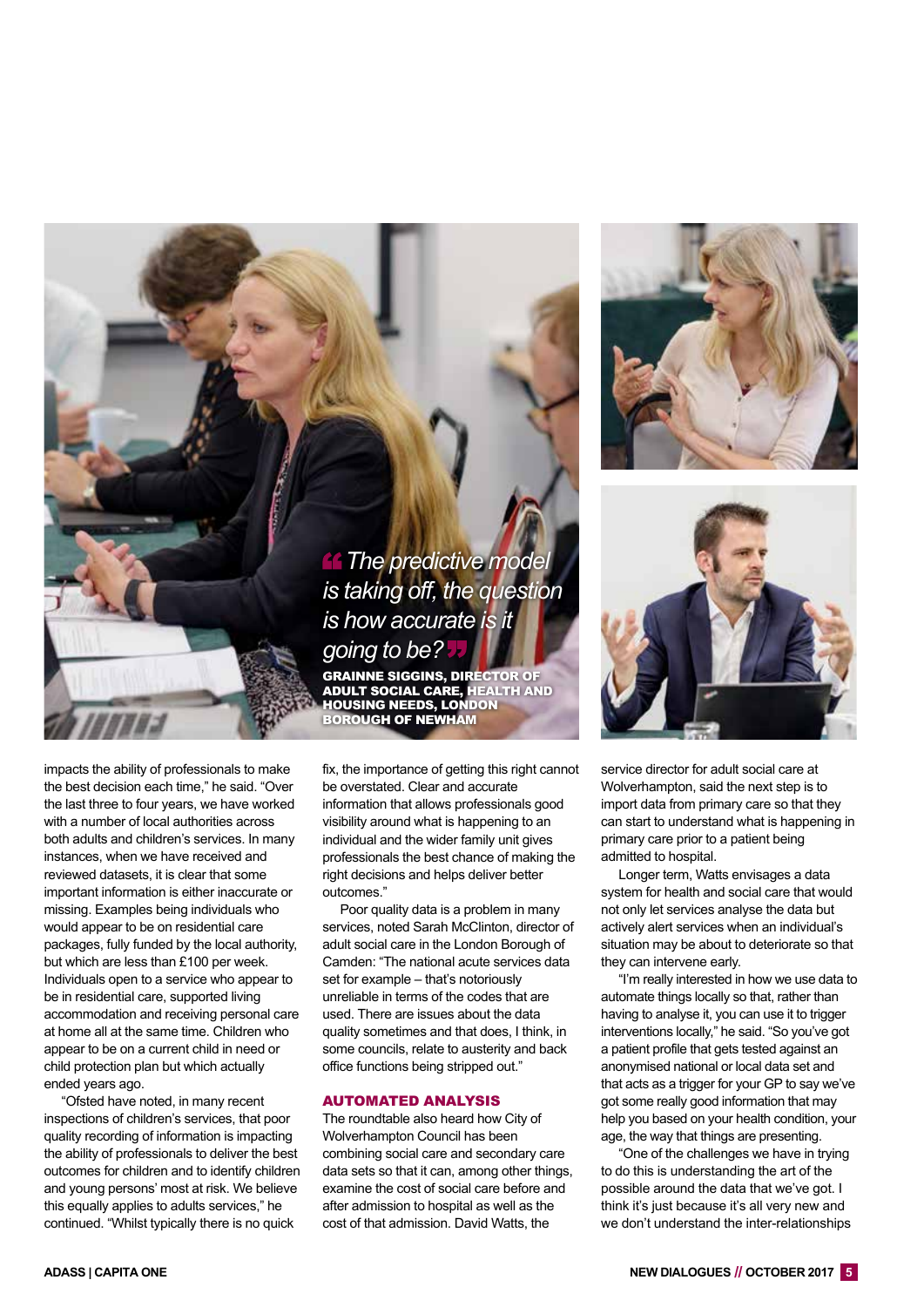> *The predictive model is taking off, the question is how accurate is it going to be?*
>
> **GRAINNE SIGGINS, DIRECTOR OF ADULT SOCIAL CARE, HEALTH AND HOUSING NEEDS, LONDON BOROUGH OF NEWHAM**

impacts the ability of professionals to make the best decision each time," he said. "Over the last three to four years, we have worked with a number of local authorities across both adults and children's services. In many instances, when we have received and reviewed datasets, it is clear that some important information is either inaccurate or missing. Examples being individuals who would appear to be on residential care packages, fully funded by the local authority, but which are less than £100 per week. Individuals open to a service who appear to be in residential care, supported living accommodation and receiving personal care at home all at the same time. Children who appear to be on a current child in need or child protection plan but which actually ended years ago.

"Ofsted have noted, in many recent inspections of children's services, that poor quality recording of information is impacting the ability of professionals to deliver the best outcomes for children and to identify children and young persons' most at risk. We believe this equally applies to adults services," he continued. "Whilst typically there is no quick fix, the importance of getting this right cannot be overstated. Clear and accurate information that allows professionals good visibility around what is happening to an individual and the wider family unit gives professionals the best chance of making the right decisions and helps deliver better outcomes."

Poor quality data is a problem in many services, noted Sarah McClinton, director of adult social care in the London Borough of Camden: "The national acute services data set for example – that's notoriously unreliable in terms of the codes that are used. There are issues about the data quality sometimes and that does, I think, in some councils, relate to austerity and back office functions being stripped out."

## AUTOMATED ANALYSIS

The roundtable also heard how City of Wolverhampton Council has been combining social care and secondary care data sets so that it can, among other things, examine the cost of social care before and after admission to hospital as well as the cost of that admission. David Watts, the service director for adult social care at Wolverhampton, said the next step is to import data from primary care so that they can start to understand what is happening in primary care prior to a patient being admitted to hospital.

Longer term, Watts envisages a data system for health and social care that would not only let services analyse the data but actively alert services when an individual's situation may be about to deteriorate so that they can intervene early.

"I'm really interested in how we use data to automate things locally so that, rather than having to analyse it, you can use it to trigger interventions locally," he said. "So you've got a patient profile that gets tested against an anonymised national or local data set and that acts as a trigger for your GP to say we've got some really good information that may help you based on your health condition, your age, the way that things are presenting.

"One of the challenges we have in trying to do this is understanding the art of the possible around the data that we've got. I think it's just because it's all very new and we don't understand the inter-relationships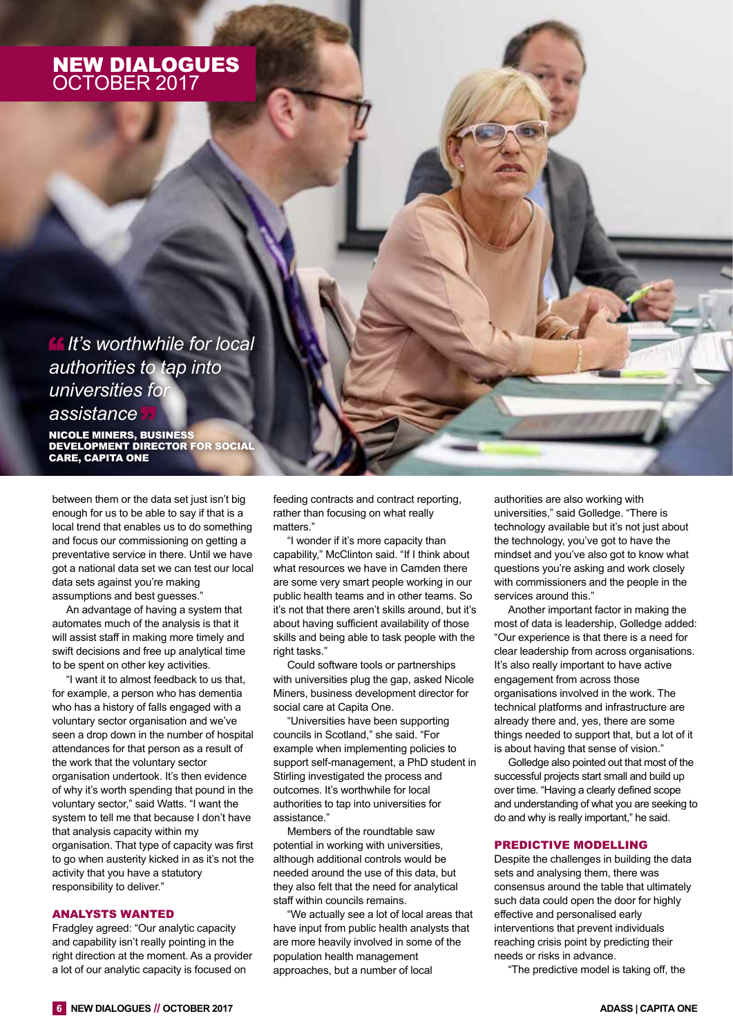> *It's worthwhile for local authorities to tap into universities for assistance*
>
> **NICOLE MINERS, BUSINESS DEVELOPMENT DIRECTOR FOR SOCIAL CARE, CAPITA ONE**

between them or the data set just isn't big enough for us to be able to say if that is a local trend that enables us to do something and focus our commissioning on getting a preventative service in there. Until we have got a national data set we can test our local data sets against you're making assumptions and best guesses."

An advantage of having a system that automates much of the analysis is that it will assist staff in making more timely and swift decisions and free up analytical time to be spent on other key activities.

"I want it to almost feedback to us that, for example, a person who has dementia who has a history of falls engaged with a voluntary sector organisation and we've seen a drop down in the number of hospital attendances for that person as a result of the work that the voluntary sector organisation undertook. It's then evidence of why it's worth spending that pound in the voluntary sector," said Watts. "I want the system to tell me that because I don't have that analysis capacity within my organisation. That type of capacity was first to go when austerity kicked in as it's not the activity that you have a statutory responsibility to deliver."

## ANALYSTS WANTED

Fradgley agreed: "Our analytic capacity and capability isn't really pointing in the right direction at the moment. As a provider a lot of our analytic capacity is focused on feeding contracts and contract reporting, rather than focusing on what really matters."

"I wonder if it's more capacity than capability," McClinton said. "If I think about what resources we have in Camden there are some very smart people working in our public health teams and in other teams. So it's not that there aren't skills around, but it's about having sufficient availability of those skills and being able to task people with the right tasks."

Could software tools or partnerships with universities plug the gap, asked Nicole Miners, business development director for social care at Capita One.

"Universities have been supporting councils in Scotland," she said. "For example when implementing policies to support self-management, a PhD student in Stirling investigated the process and outcomes. It's worthwhile for local authorities to tap into universities for assistance."

Members of the roundtable saw potential in working with universities, although additional controls would be needed around the use of this data, but they also felt that the need for analytical staff within councils remains.

"We actually see a lot of local areas that have input from public health analysts that are more heavily involved in some of the population health management approaches, but a number of local authorities are also working with universities," said Golledge. "There is technology available but it's not just about the technology, you've got to have the mindset and you've also got to know what questions you're asking and work closely with commissioners and the people in the services around this."

Another important factor in making the most of data is leadership, Golledge added: "Our experience is that there is a need for clear leadership from across organisations. It's also really important to have active engagement from across those organisations involved in the work. The technical platforms and infrastructure are already there and, yes, there are some things needed to support that, but a lot of it is about having that sense of vision."

Golledge also pointed out that most of the successful projects start small and build up over time. "Having a clearly defined scope and understanding of what you are seeking to do and why is really important," he said.

## PREDICTIVE MODELLING

Despite the challenges in building the data sets and analysing them, there was consensus around the table that ultimately such data could open the door for highly effective and personalised early interventions that prevent individuals reaching crisis point by predicting their needs or risks in advance.

"The predictive model is taking off, the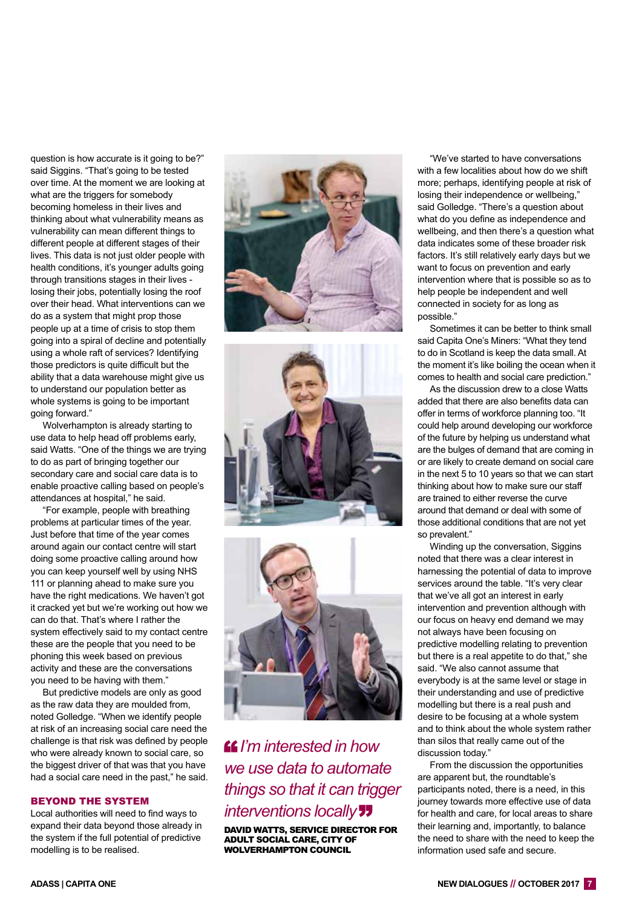question is how accurate is it going to be?" said Siggins. "That's going to be tested over time. At the moment we are looking at what are the triggers for somebody becoming homeless in their lives and thinking about what vulnerability means as vulnerability can mean different things to different people at different stages of their lives. This data is not just older people with health conditions, it's younger adults going through transitions stages in their lives - losing their jobs, potentially losing the roof over their head. What interventions can we do as a system that might prop those people up at a time of crisis to stop them going into a spiral of decline and potentially using a whole raft of services? Identifying those predictors is quite difficult but the ability that a data warehouse might give us to understand our population better as whole systems is going to be important going forward."

Wolverhampton is already starting to use data to help head off problems early, said Watts. "One of the things we are trying to do as part of bringing together our secondary care and social care data is to enable proactive calling based on people's attendances at hospital," he said.

"For example, people with breathing problems at particular times of the year. Just before that time of the year comes around again our contact centre will start doing some proactive calling around how you can keep yourself well by using NHS 111 or planning ahead to make sure you have the right medications. We haven't got it cracked yet but we're working out how we can do that. That's where I rather the system effectively said to my contact centre these are the people that you need to be phoning this week based on previous activity and these are the conversations you need to be having with them."

But predictive models are only as good as the raw data they are moulded from, noted Golledge. "When we identify people at risk of an increasing social care need the challenge is that risk was defined by people who were already known to social care, so the biggest driver of that was that you have had a social care need in the past," he said.

## BEYOND THE SYSTEM

Local authorities will need to find ways to expand their data beyond those already in the system if the full potential of predictive modelling is to be realised.

> *"I'm interested in how we use data to automate things so that it can trigger interventions locally"*
>
> **DAVID WATTS, SERVICE DIRECTOR FOR ADULT SOCIAL CARE, CITY OF WOLVERHAMPTON COUNCIL**

"We've started to have conversations with a few localities about how do we shift more; perhaps, identifying people at risk of losing their independence or wellbeing," said Golledge. "There's a question about what do you define as independence and wellbeing, and then there's a question what data indicates some of these broader risk factors. It's still relatively early days but we want to focus on prevention and early intervention where that is possible so as to help people be independent and well connected in society for as long as possible."

Sometimes it can be better to think small said Capita One's Miners: "What they tend to do in Scotland is keep the data small. At the moment it's like boiling the ocean when it comes to health and social care prediction."

As the discussion drew to a close Watts added that there are also benefits data can offer in terms of workforce planning too. "It could help around developing our workforce of the future by helping us understand what are the bulges of demand that are coming in or are likely to create demand on social care in the next 5 to 10 years so that we can start thinking about how to make sure our staff are trained to either reverse the curve around that demand or deal with some of those additional conditions that are not yet so prevalent."

Winding up the conversation, Siggins noted that there was a clear interest in harnessing the potential of data to improve services around the table. "It's very clear that we've all got an interest in early intervention and prevention although with our focus on heavy end demand we may not always have been focusing on predictive modelling relating to prevention but there is a real appetite to do that," she said. "We also cannot assume that everybody is at the same level or stage in their understanding and use of predictive modelling but there is a real push and desire to be focusing at a whole system and to think about the whole system rather than silos that really came out of the discussion today."

From the discussion the opportunities are apparent but, the roundtable's participants noted, there is a need, in this journey towards more effective use of data for health and care, for local areas to share their learning and, importantly, to balance the need to share with the need to keep the information used safe and secure.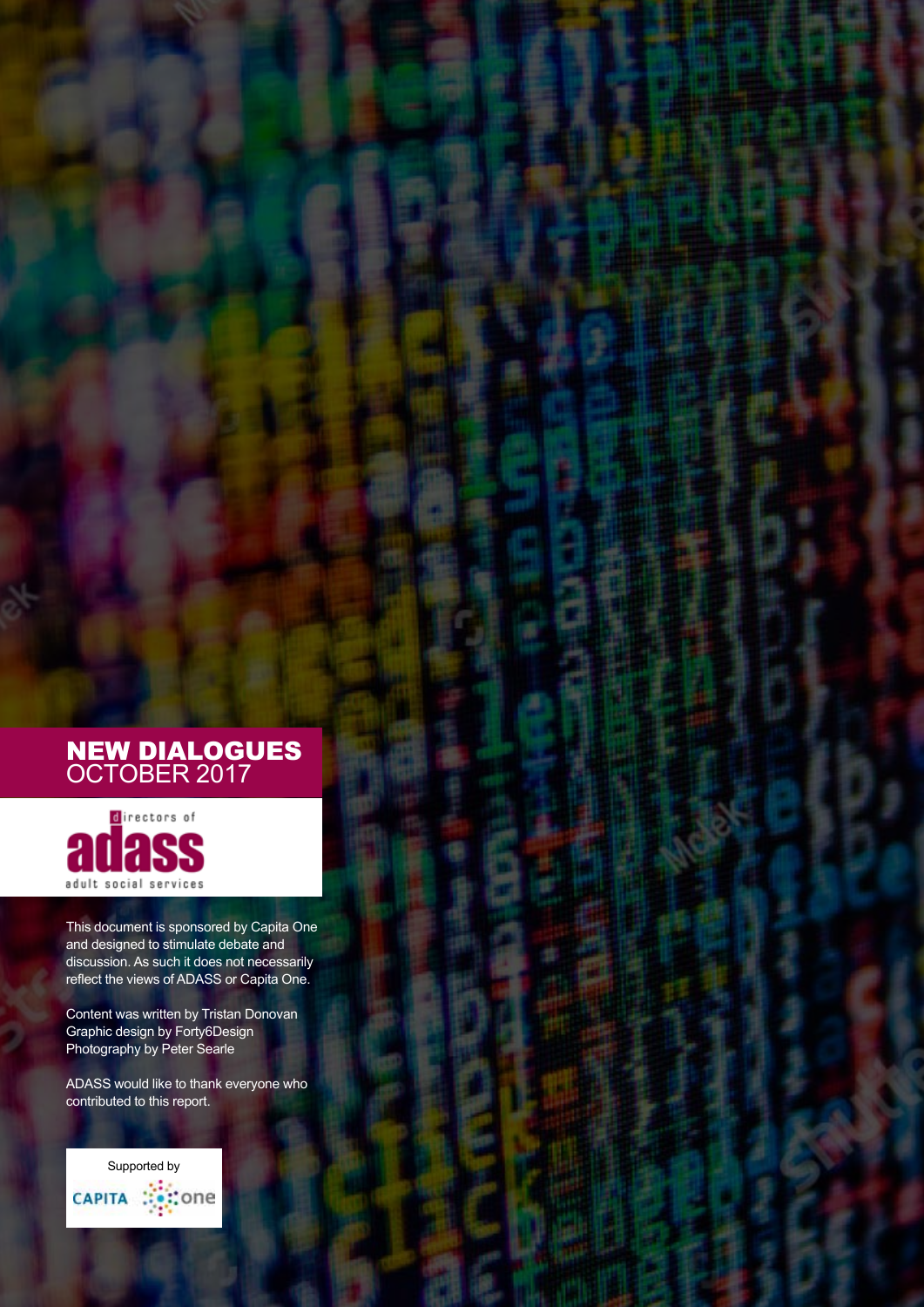# NEW DIALOGUES
OCTOBER 2017

directors of adass adult social services

This document is sponsored by Capita One and designed to stimulate debate and discussion. As such it does not necessarily reflect the views of ADASS or Capita One.

Content was written by Tristan Donovan
Graphic design by Forty6Design
Photography by Peter Searle

ADASS would like to thank everyone who contributed to this report.

Supported by

CAPITA one